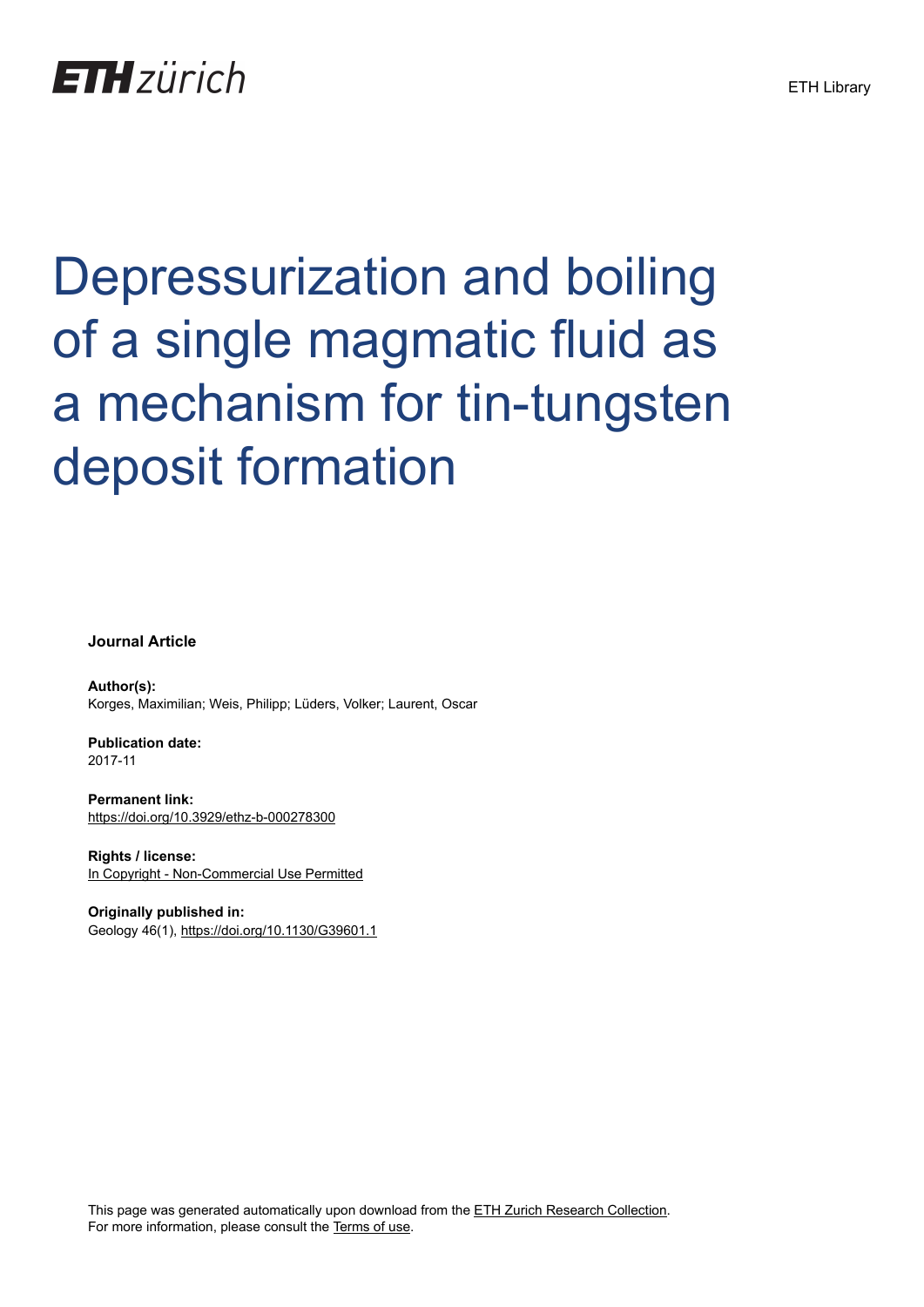ETH zürich

ETH Library

# Depressurization and boiling of a single magmatic fluid as a mechanism for tin-tungsten deposit formation

**Journal Article**

**Author(s):**
Korges, Maximilian; Weis, Philipp; Lüders, Volker; Laurent, Oscar

**Publication date:**
2017-11

**Permanent link:**
https://doi.org/10.3929/ethz-b-000278300

**Rights / license:**
In Copyright - Non-Commercial Use Permitted

**Originally published in:**
Geology 46(1), https://doi.org/10.1130/G39601.1

This page was generated automatically upon download from the ETH Zurich Research Collection.
For more information, please consult the Terms of use.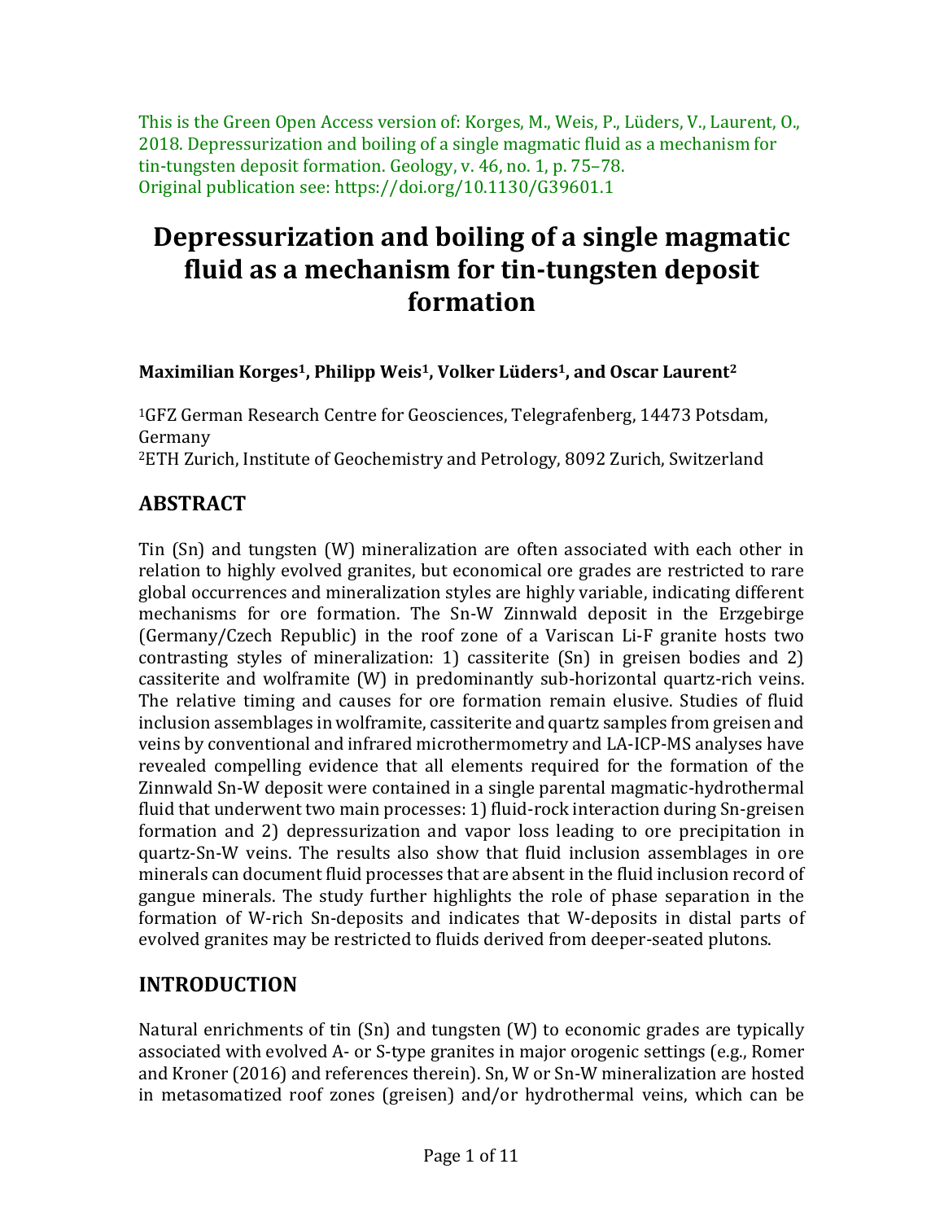This is the Green Open Access version of: Korges, M., Weis, P., Lüders, V., Laurent, O., 2018. Depressurization and boiling of a single magmatic fluid as a mechanism for tin-tungsten deposit formation. Geology, v. 46, no. 1, p. 75–78.
Original publication see: https://doi.org/10.1130/G39601.1

# Depressurization and boiling of a single magmatic fluid as a mechanism for tin-tungsten deposit formation

**Maximilian Korges[1], Philipp Weis[1], Volker Lüders[1], and Oscar Laurent[2]**

[1]GFZ German Research Centre for Geosciences, Telegrafenberg, 14473 Potsdam, Germany
[2]ETH Zurich, Institute of Geochemistry and Petrology, 8092 Zurich, Switzerland

## ABSTRACT

Tin (Sn) and tungsten (W) mineralization are often associated with each other in relation to highly evolved granites, but economical ore grades are restricted to rare global occurrences and mineralization styles are highly variable, indicating different mechanisms for ore formation. The Sn-W Zinnwald deposit in the Erzgebirge (Germany/Czech Republic) in the roof zone of a Variscan Li-F granite hosts two contrasting styles of mineralization: 1) cassiterite (Sn) in greisen bodies and 2) cassiterite and wolframite (W) in predominantly sub-horizontal quartz-rich veins. The relative timing and causes for ore formation remain elusive. Studies of fluid inclusion assemblages in wolframite, cassiterite and quartz samples from greisen and veins by conventional and infrared microthermometry and LA-ICP-MS analyses have revealed compelling evidence that all elements required for the formation of the Zinnwald Sn-W deposit were contained in a single parental magmatic-hydrothermal fluid that underwent two main processes: 1) fluid-rock interaction during Sn-greisen formation and 2) depressurization and vapor loss leading to ore precipitation in quartz-Sn-W veins. The results also show that fluid inclusion assemblages in ore minerals can document fluid processes that are absent in the fluid inclusion record of gangue minerals. The study further highlights the role of phase separation in the formation of W-rich Sn-deposits and indicates that W-deposits in distal parts of evolved granites may be restricted to fluids derived from deeper-seated plutons.

## INTRODUCTION

Natural enrichments of tin (Sn) and tungsten (W) to economic grades are typically associated with evolved A- or S-type granites in major orogenic settings (e.g., Romer and Kroner (2016) and references therein). Sn, W or Sn-W mineralization are hosted in metasomatized roof zones (greisen) and/or hydrothermal veins, which can be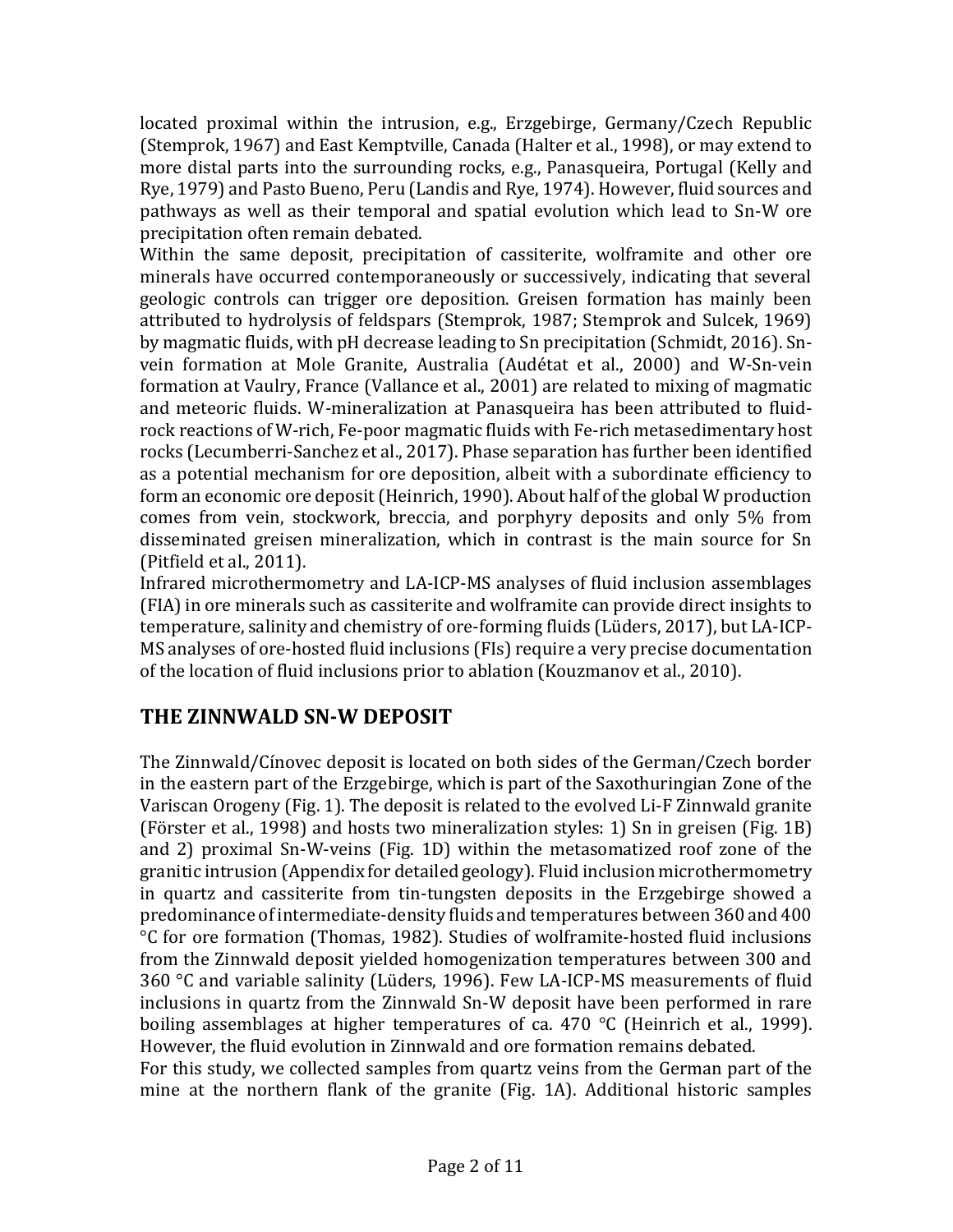located proximal within the intrusion, e.g., Erzgebirge, Germany/Czech Republic (Stemprok, 1967) and East Kemptville, Canada (Halter et al., 1998), or may extend to more distal parts into the surrounding rocks, e.g., Panasqueira, Portugal (Kelly and Rye, 1979) and Pasto Bueno, Peru (Landis and Rye, 1974). However, fluid sources and pathways as well as their temporal and spatial evolution which lead to Sn-W ore precipitation often remain debated.

Within the same deposit, precipitation of cassiterite, wolframite and other ore minerals have occurred contemporaneously or successively, indicating that several geologic controls can trigger ore deposition. Greisen formation has mainly been attributed to hydrolysis of feldspars (Stemprok, 1987; Stemprok and Sulcek, 1969) by magmatic fluids, with pH decrease leading to Sn precipitation (Schmidt, 2016). Sn-vein formation at Mole Granite, Australia (Audétat et al., 2000) and W-Sn-vein formation at Vaulry, France (Vallance et al., 2001) are related to mixing of magmatic and meteoric fluids. W-mineralization at Panasqueira has been attributed to fluid-rock reactions of W-rich, Fe-poor magmatic fluids with Fe-rich metasedimentary host rocks (Lecumberri-Sanchez et al., 2017). Phase separation has further been identified as a potential mechanism for ore deposition, albeit with a subordinate efficiency to form an economic ore deposit (Heinrich, 1990). About half of the global W production comes from vein, stockwork, breccia, and porphyry deposits and only 5% from disseminated greisen mineralization, which in contrast is the main source for Sn (Pitfield et al., 2011).

Infrared microthermometry and LA-ICP-MS analyses of fluid inclusion assemblages (FIA) in ore minerals such as cassiterite and wolframite can provide direct insights to temperature, salinity and chemistry of ore-forming fluids (Lüders, 2017), but LA-ICP-MS analyses of ore-hosted fluid inclusions (FIs) require a very precise documentation of the location of fluid inclusions prior to ablation (Kouzmanov et al., 2010).

## THE ZINNWALD SN-W DEPOSIT

The Zinnwald/Cínovec deposit is located on both sides of the German/Czech border in the eastern part of the Erzgebirge, which is part of the Saxothuringian Zone of the Variscan Orogeny (Fig. 1). The deposit is related to the evolved Li-F Zinnwald granite (Förster et al., 1998) and hosts two mineralization styles: 1) Sn in greisen (Fig. 1B) and 2) proximal Sn-W-veins (Fig. 1D) within the metasomatized roof zone of the granitic intrusion (Appendix for detailed geology). Fluid inclusion microthermometry in quartz and cassiterite from tin-tungsten deposits in the Erzgebirge showed a predominance of intermediate-density fluids and temperatures between 360 and 400 °C for ore formation (Thomas, 1982). Studies of wolframite-hosted fluid inclusions from the Zinnwald deposit yielded homogenization temperatures between 300 and 360 °C and variable salinity (Lüders, 1996). Few LA-ICP-MS measurements of fluid inclusions in quartz from the Zinnwald Sn-W deposit have been performed in rare boiling assemblages at higher temperatures of ca. 470 °C (Heinrich et al., 1999). However, the fluid evolution in Zinnwald and ore formation remains debated.

For this study, we collected samples from quartz veins from the German part of the mine at the northern flank of the granite (Fig. 1A). Additional historic samples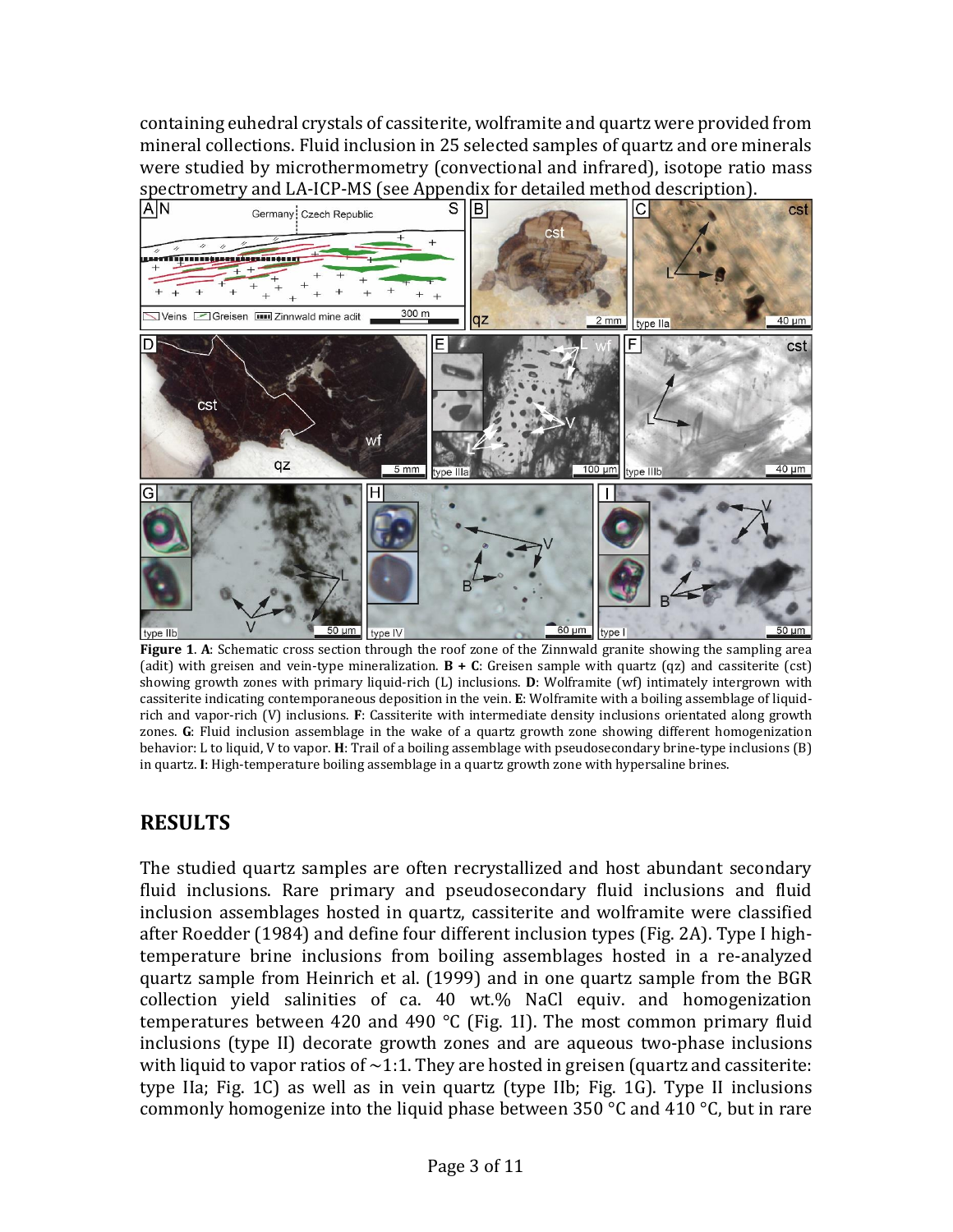containing euhedral crystals of cassiterite, wolframite and quartz were provided from mineral collections. Fluid inclusion in 25 selected samples of quartz and ore minerals were studied by microthermometry (convectional and infrared), isotope ratio mass spectrometry and LA-ICP-MS (see Appendix for detailed method description).

**Figure 1**. **A**: Schematic cross section through the roof zone of the Zinnwald granite showing the sampling area (adit) with greisen and vein-type mineralization. **B + C**: Greisen sample with quartz (qz) and cassiterite (cst) showing growth zones with primary liquid-rich (L) inclusions. **D**: Wolframite (wf) intimately intergrown with cassiterite indicating contemporaneous deposition in the vein. **E**: Wolframite with a boiling assemblage of liquid-rich and vapor-rich (V) inclusions. **F**: Cassiterite with intermediate density inclusions orientated along growth zones. **G**: Fluid inclusion assemblage in the wake of a quartz growth zone showing different homogenization behavior: L to liquid, V to vapor. **H**: Trail of a boiling assemblage with pseudosecondary brine-type inclusions (B) in quartz. **I**: High-temperature boiling assemblage in a quartz growth zone with hypersaline brines.

## RESULTS

The studied quartz samples are often recrystallized and host abundant secondary fluid inclusions. Rare primary and pseudosecondary fluid inclusions and fluid inclusion assemblages hosted in quartz, cassiterite and wolframite were classified after Roedder (1984) and define four different inclusion types (Fig. 2A). Type I high-temperature brine inclusions from boiling assemblages hosted in a re-analyzed quartz sample from Heinrich et al. (1999) and in one quartz sample from the BGR collection yield salinities of ca. 40 wt.% NaCl equiv. and homogenization temperatures between 420 and 490 °C (Fig. 1I). The most common primary fluid inclusions (type II) decorate growth zones and are aqueous two-phase inclusions with liquid to vapor ratios of ~1:1. They are hosted in greisen (quartz and cassiterite: type IIa; Fig. 1C) as well as in vein quartz (type IIb; Fig. 1G). Type II inclusions commonly homogenize into the liquid phase between 350 °C and 410 °C, but in rare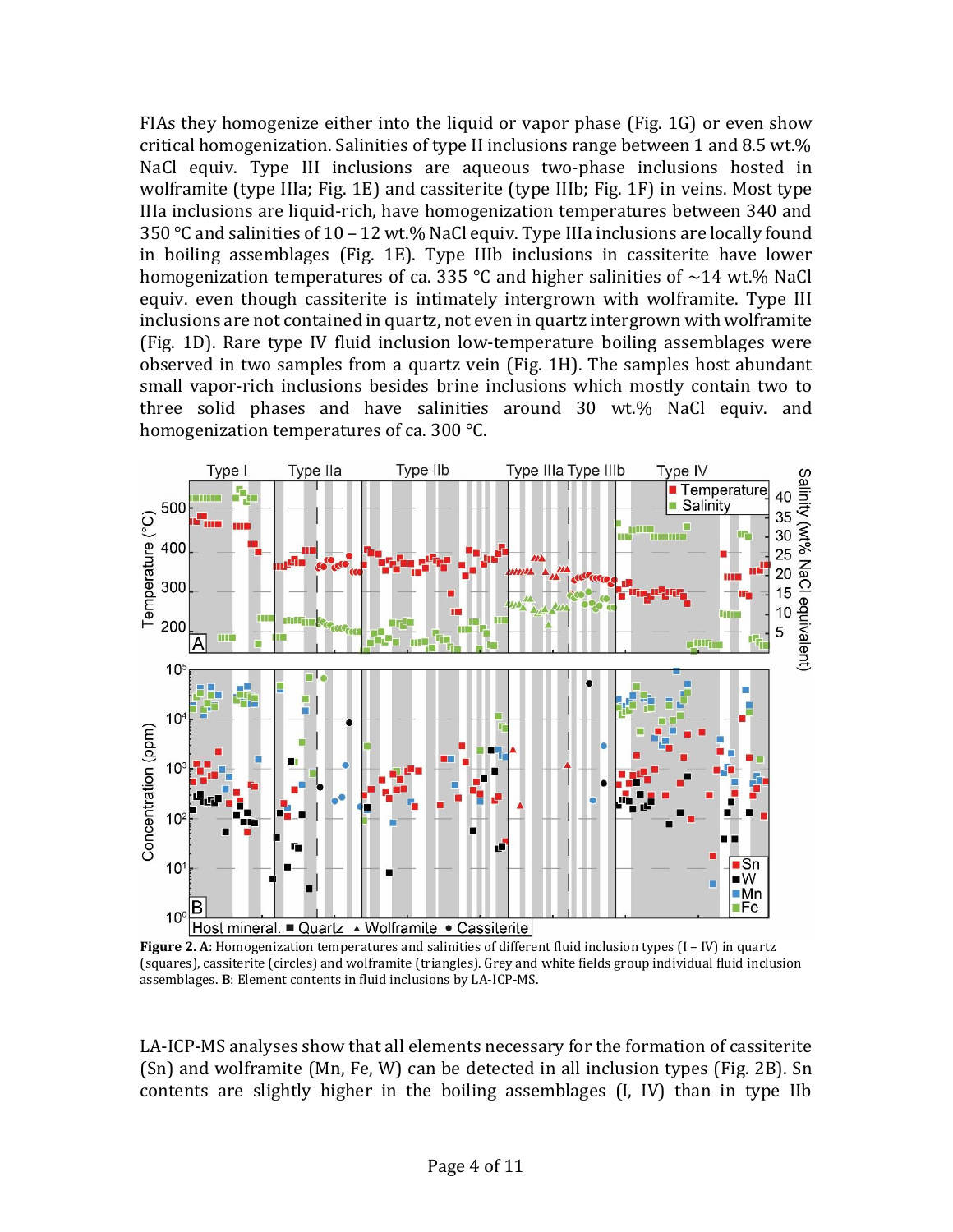FIAs they homogenize either into the liquid or vapor phase (Fig. 1G) or even show critical homogenization. Salinities of type II inclusions range between 1 and 8.5 wt.% NaCl equiv. Type III inclusions are aqueous two-phase inclusions hosted in wolframite (type IIIa; Fig. 1E) and cassiterite (type IIIb; Fig. 1F) in veins. Most type IIIa inclusions are liquid-rich, have homogenization temperatures between 340 and 350 °C and salinities of 10 – 12 wt.% NaCl equiv. Type IIIa inclusions are locally found in boiling assemblages (Fig. 1E). Type IIIb inclusions in cassiterite have lower homogenization temperatures of ca. 335 °C and higher salinities of ~14 wt.% NaCl equiv. even though cassiterite is intimately intergrown with wolframite. Type III inclusions are not contained in quartz, not even in quartz intergrown with wolframite (Fig. 1D). Rare type IV fluid inclusion low-temperature boiling assemblages were observed in two samples from a quartz vein (Fig. 1H). The samples host abundant small vapor-rich inclusions besides brine inclusions which mostly contain two to three solid phases and have salinities around 30 wt.% NaCl equiv. and homogenization temperatures of ca. 300 °C.

Type I
Type IIa
Type IIb
Type IIIa Type IIIb
Type IV
Temperature
Salinity
Temperature (°C)
500
400
300
200
Salinity (wt% NaCl equivalent)
40
35
30
25
20
15
10
5
A
Concentration (ppm)
$10^5$
$10^4$
$10^3$
$10^2$
$10^1$
$10^0$
B
Sn
W
Mn
Fe
Host mineral: ■ Quartz ▲ Wolframite ● Cassiterite

**Figure 2. A**: Homogenization temperatures and salinities of different fluid inclusion types (I – IV) in quartz (squares), cassiterite (circles) and wolframite (triangles). Grey and white fields group individual fluid inclusion assemblages. **B**: Element contents in fluid inclusions by LA-ICP-MS.

LA-ICP-MS analyses show that all elements necessary for the formation of cassiterite (Sn) and wolframite (Mn, Fe, W) can be detected in all inclusion types (Fig. 2B). Sn contents are slightly higher in the boiling assemblages (I, IV) than in type IIb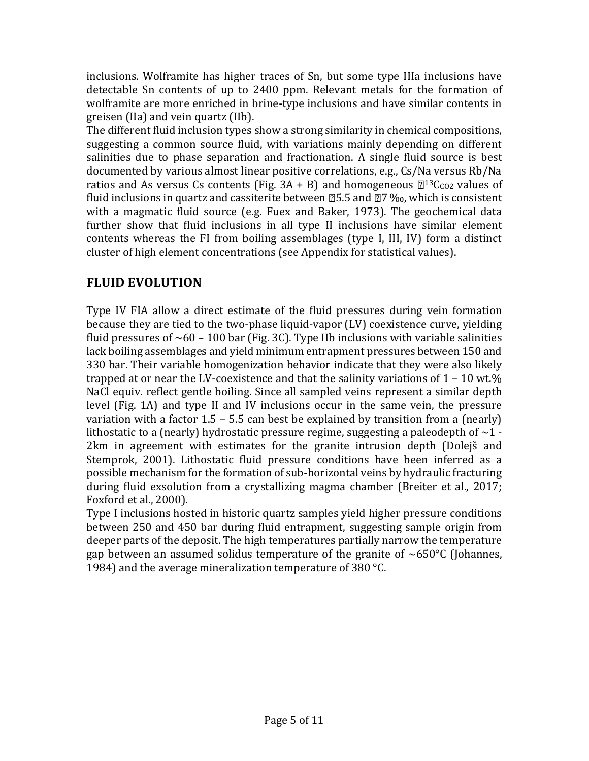inclusions. Wolframite has higher traces of Sn, but some type IIIa inclusions have detectable Sn contents of up to 2400 ppm. Relevant metals for the formation of wolframite are more enriched in brine-type inclusions and have similar contents in greisen (IIa) and vein quartz (IIb).

The different fluid inclusion types show a strong similarity in chemical compositions, suggesting a common source fluid, with variations mainly depending on different salinities due to phase separation and fractionation. A single fluid source is best documented by various almost linear positive correlations, e.g., Cs/Na versus Rb/Na ratios and As versus Cs contents (Fig. 3A + B) and homogeneous $\delta^{13}C_{CO2}$ values of fluid inclusions in quartz and cassiterite between $-5.5$ and $-7$ ‰, which is consistent with a magmatic fluid source (e.g. Fuex and Baker, 1973). The geochemical data further show that fluid inclusions in all type II inclusions have similar element contents whereas the FI from boiling assemblages (type I, III, IV) form a distinct cluster of high element concentrations (see Appendix for statistical values).

## FLUID EVOLUTION

Type IV FIA allow a direct estimate of the fluid pressures during vein formation because they are tied to the two-phase liquid-vapor (LV) coexistence curve, yielding fluid pressures of ~60 – 100 bar (Fig. 3C). Type IIb inclusions with variable salinities lack boiling assemblages and yield minimum entrapment pressures between 150 and 330 bar. Their variable homogenization behavior indicate that they were also likely trapped at or near the LV-coexistence and that the salinity variations of 1 – 10 wt.% NaCl equiv. reflect gentle boiling. Since all sampled veins represent a similar depth level (Fig. 1A) and type II and IV inclusions occur in the same vein, the pressure variation with a factor 1.5 – 5.5 can best be explained by transition from a (nearly) lithostatic to a (nearly) hydrostatic pressure regime, suggesting a paleodepth of ~1 - 2km in agreement with estimates for the granite intrusion depth (Dolejš and Stemprok, 2001). Lithostatic fluid pressure conditions have been inferred as a possible mechanism for the formation of sub-horizontal veins by hydraulic fracturing during fluid exsolution from a crystallizing magma chamber (Breiter et al., 2017; Foxford et al., 2000).

Type I inclusions hosted in historic quartz samples yield higher pressure conditions between 250 and 450 bar during fluid entrapment, suggesting sample origin from deeper parts of the deposit. The high temperatures partially narrow the temperature gap between an assumed solidus temperature of the granite of ~650°C (Johannes, 1984) and the average mineralization temperature of 380 °C.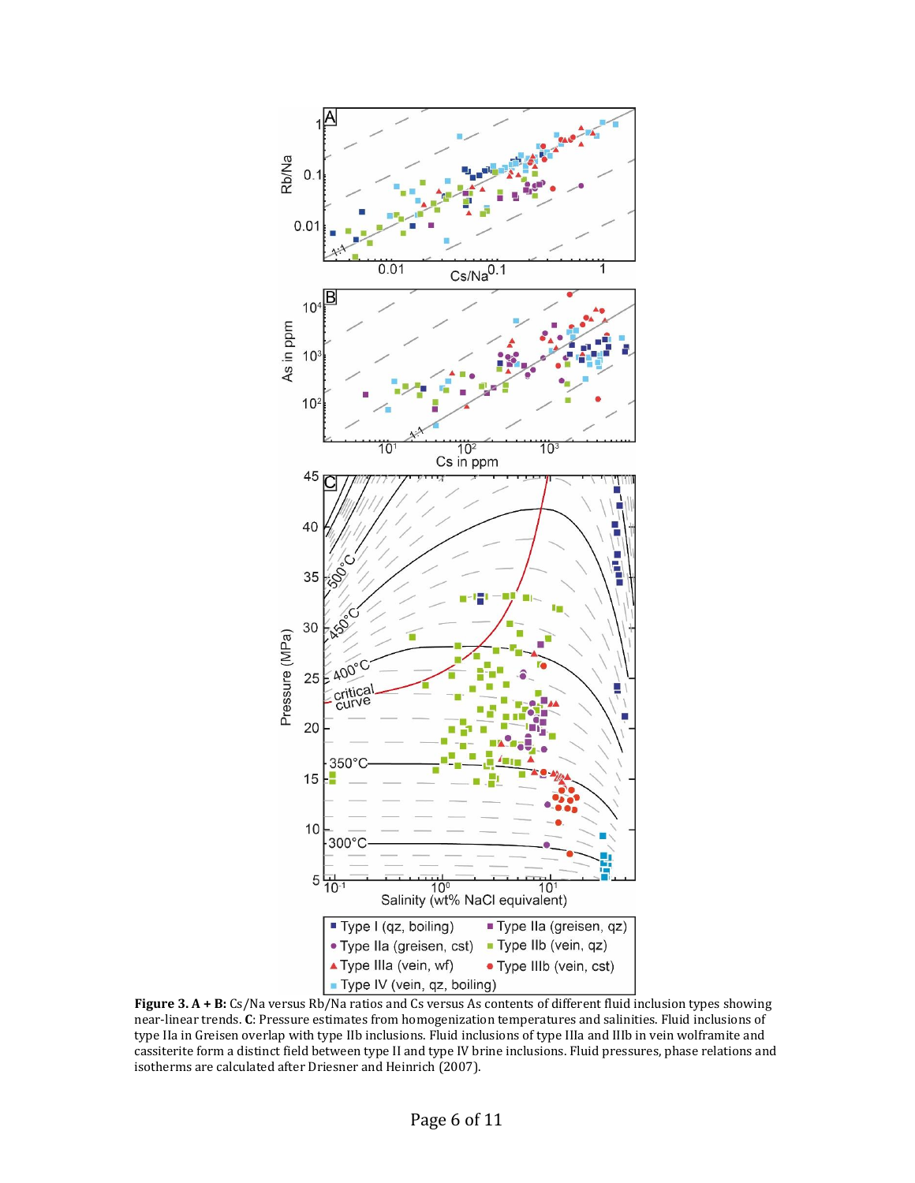A

Rb/Na

1

0.1

0.01

0.01

Cs/Na

0.1

1

1:1

B

As in ppm

$10^4$

$10^3$

$10^2$

$10^1$

$10^2$

$10^3$

Cs in ppm

1:1

C

Pressure (MPa)

45

40

35

30

25

20

15

10

5

500°C

450°C

400°C

critical curve

350°C

300°C

$10^{-1}$

$10^0$

$10^1$

Salinity (wt% NaCl equivalent)

Type I (qz, boiling)

Type IIa (greisen, qz)

Type IIa (greisen, cst)

Type IIb (vein, qz)

Type IIIa (vein, wf)

Type IIIb (vein, cst)

Type IV (vein, qz, boiling)

**Figure 3. A + B:** Cs/Na versus Rb/Na ratios and Cs versus As contents of different fluid inclusion types showing near-linear trends. **C**: Pressure estimates from homogenization temperatures and salinities. Fluid inclusions of type IIa in Greisen overlap with type IIb inclusions. Fluid inclusions of type IIIa and IIIb in vein wolframite and cassiterite form a distinct field between type II and type IV brine inclusions. Fluid pressures, phase relations and isotherms are calculated after Driesner and Heinrich (2007).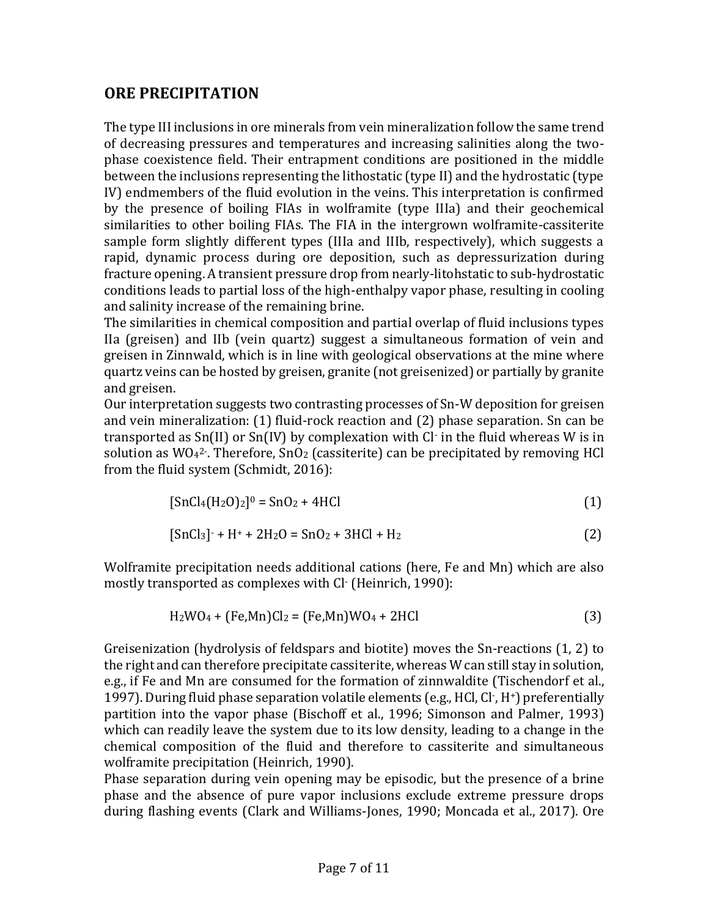## ORE PRECIPITATION

The type III inclusions in ore minerals from vein mineralization follow the same trend of decreasing pressures and temperatures and increasing salinities along the two-phase coexistence field. Their entrapment conditions are positioned in the middle between the inclusions representing the lithostatic (type II) and the hydrostatic (type IV) endmembers of the fluid evolution in the veins. This interpretation is confirmed by the presence of boiling FIAs in wolframite (type IIIa) and their geochemical similarities to other boiling FIAs. The FIA in the intergrown wolframite-cassiterite sample form slightly different types (IIIa and IIIb, respectively), which suggests a rapid, dynamic process during ore deposition, such as depressurization during fracture opening. A transient pressure drop from nearly-litohstatic to sub-hydrostatic conditions leads to partial loss of the high-enthalpy vapor phase, resulting in cooling and salinity increase of the remaining brine.

The similarities in chemical composition and partial overlap of fluid inclusions types IIa (greisen) and IIb (vein quartz) suggest a simultaneous formation of vein and greisen in Zinnwald, which is in line with geological observations at the mine where quartz veins can be hosted by greisen, granite (not greisenized) or partially by granite and greisen.

Our interpretation suggests two contrasting processes of Sn-W deposition for greisen and vein mineralization: (1) fluid-rock reaction and (2) phase separation. Sn can be transported as Sn(II) or Sn(IV) by complexation with $Cl^-$ in the fluid whereas W is in solution as $WO_4^{2-}$. Therefore, $SnO_2$ (cassiterite) can be precipitated by removing HCl from the fluid system (Schmidt, 2016):

$$[SnCl_4(H_2O)_2]^0 = SnO_2 + 4HCl \quad (1)$$

$$[SnCl_3]^- + H^+ + 2H_2O = SnO_2 + 3HCl + H_2 \quad (2)$$

Wolframite precipitation needs additional cations (here, Fe and Mn) which are also mostly transported as complexes with $Cl^-$ (Heinrich, 1990):

$$H_2WO_4 + (Fe,Mn)Cl_2 = (Fe,Mn)WO_4 + 2HCl \quad (3)$$

Greisenization (hydrolysis of feldspars and biotite) moves the Sn-reactions (1, 2) to the right and can therefore precipitate cassiterite, whereas W can still stay in solution, e.g., if Fe and Mn are consumed for the formation of zinnwaldite (Tischendorf et al., 1997). During fluid phase separation volatile elements (e.g., HCl, $Cl^-$, $H^+$) preferentially partition into the vapor phase (Bischoff et al., 1996; Simonson and Palmer, 1993) which can readily leave the system due to its low density, leading to a change in the chemical composition of the fluid and therefore to cassiterite and simultaneous wolframite precipitation (Heinrich, 1990).

Phase separation during vein opening may be episodic, but the presence of a brine phase and the absence of pure vapor inclusions exclude extreme pressure drops during flashing events (Clark and Williams-Jones, 1990; Moncada et al., 2017). Ore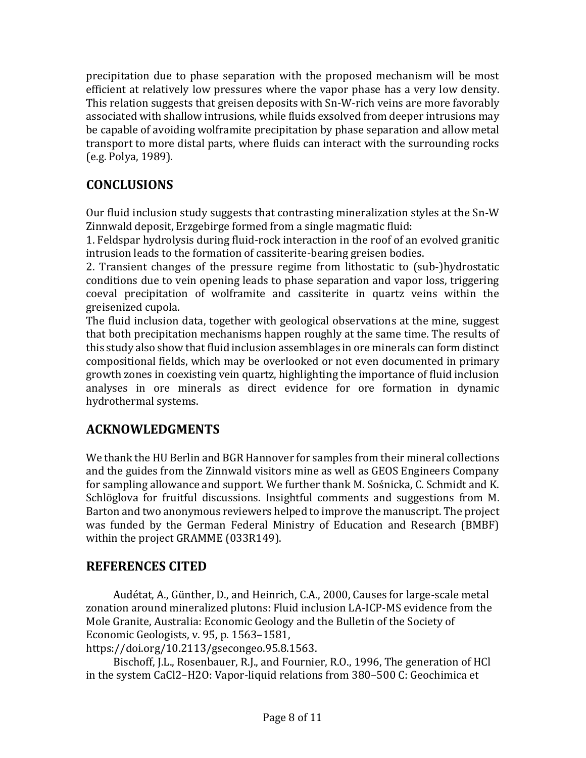precipitation due to phase separation with the proposed mechanism will be most efficient at relatively low pressures where the vapor phase has a very low density. This relation suggests that greisen deposits with Sn-W-rich veins are more favorably associated with shallow intrusions, while fluids exsolved from deeper intrusions may be capable of avoiding wolframite precipitation by phase separation and allow metal transport to more distal parts, where fluids can interact with the surrounding rocks (e.g. Polya, 1989).

## CONCLUSIONS

Our fluid inclusion study suggests that contrasting mineralization styles at the Sn-W Zinnwald deposit, Erzgebirge formed from a single magmatic fluid:

1. Feldspar hydrolysis during fluid-rock interaction in the roof of an evolved granitic intrusion leads to the formation of cassiterite-bearing greisen bodies.
2. Transient changes of the pressure regime from lithostatic to (sub-)hydrostatic conditions due to vein opening leads to phase separation and vapor loss, triggering coeval precipitation of wolframite and cassiterite in quartz veins within the greisenized cupola.

The fluid inclusion data, together with geological observations at the mine, suggest that both precipitation mechanisms happen roughly at the same time. The results of this study also show that fluid inclusion assemblages in ore minerals can form distinct compositional fields, which may be overlooked or not even documented in primary growth zones in coexisting vein quartz, highlighting the importance of fluid inclusion analyses in ore minerals as direct evidence for ore formation in dynamic hydrothermal systems.

## ACKNOWLEDGMENTS

We thank the HU Berlin and BGR Hannover for samples from their mineral collections and the guides from the Zinnwald visitors mine as well as GEOS Engineers Company for sampling allowance and support. We further thank M. Sośnicka, C. Schmidt and K. Schlöglova for fruitful discussions. Insightful comments and suggestions from M. Barton and two anonymous reviewers helped to improve the manuscript. The project was funded by the German Federal Ministry of Education and Research (BMBF) within the project GRAMME (033R149).

## REFERENCES CITED

Audétat, A., Günther, D., and Heinrich, C.A., 2000, Causes for large-scale metal zonation around mineralized plutons: Fluid inclusion LA-ICP-MS evidence from the Mole Granite, Australia: Economic Geology and the Bulletin of the Society of Economic Geologists, v. 95, p. 1563–1581, https://doi.org/10.2113/gsecongeo.95.8.1563.

Bischoff, J.L., Rosenbauer, R.J., and Fournier, R.O., 1996, The generation of HCl in the system CaCl2–H2O: Vapor-liquid relations from 380–500 C: Geochimica et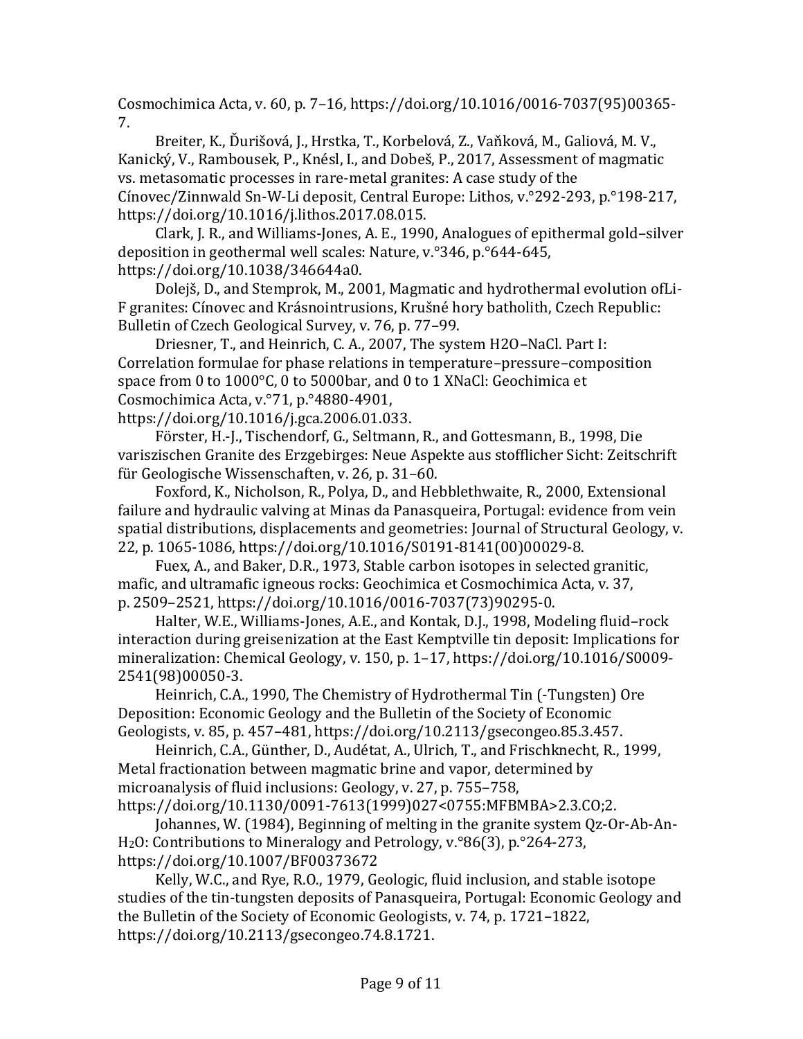Cosmochimica Acta, v. 60, p. 7–16, https://doi.org/10.1016/0016-7037(95)00365-7.

Breiter, K., Ďurišová, J., Hrstka, T., Korbelová, Z., Vaňková, M., Galiová, M. V., Kanický, V., Rambousek, P., Knésl, I., and Dobeš, P., 2017, Assessment of magmatic vs. metasomatic processes in rare-metal granites: A case study of the Cínovec/Zinnwald Sn-W-Li deposit, Central Europe: Lithos, v.°292-293, p.°198-217, https://doi.org/10.1016/j.lithos.2017.08.015.

Clark, J. R., and Williams-Jones, A. E., 1990, Analogues of epithermal gold–silver deposition in geothermal well scales: Nature, v.°346, p.°644-645, https://doi.org/10.1038/346644a0.

Dolejš, D., and Stemprok, M., 2001, Magmatic and hydrothermal evolution ofLi-F granites: Cínovec and Krásnointrusions, Krušné hory batholith, Czech Republic: Bulletin of Czech Geological Survey, v. 76, p. 77–99.

Driesner, T., and Heinrich, C. A., 2007, The system H2O–NaCl. Part I: Correlation formulae for phase relations in temperature–pressure–composition space from 0 to 1000°C, 0 to 5000bar, and 0 to 1 XNaCl: Geochimica et Cosmochimica Acta, v.°71, p.°4880-4901, https://doi.org/10.1016/j.gca.2006.01.033.

Förster, H.-J., Tischendorf, G., Seltmann, R., and Gottesmann, B., 1998, Die variszischen Granite des Erzgebirges: Neue Aspekte aus stofflicher Sicht: Zeitschrift für Geologische Wissenschaften, v. 26, p. 31–60.

Foxford, K., Nicholson, R., Polya, D., and Hebblethwaite, R., 2000, Extensional failure and hydraulic valving at Minas da Panasqueira, Portugal: evidence from vein spatial distributions, displacements and geometries: Journal of Structural Geology, v. 22, p. 1065-1086, https://doi.org/10.1016/S0191-8141(00)00029-8.

Fuex, A., and Baker, D.R., 1973, Stable carbon isotopes in selected granitic, mafic, and ultramafic igneous rocks: Geochimica et Cosmochimica Acta, v. 37, p. 2509–2521, https://doi.org/10.1016/0016-7037(73)90295-0.

Halter, W.E., Williams-Jones, A.E., and Kontak, D.J., 1998, Modeling fluid–rock interaction during greisenization at the East Kemptville tin deposit: Implications for mineralization: Chemical Geology, v. 150, p. 1–17, https://doi.org/10.1016/S0009-2541(98)00050-3.

Heinrich, C.A., 1990, The Chemistry of Hydrothermal Tin (-Tungsten) Ore Deposition: Economic Geology and the Bulletin of the Society of Economic Geologists, v. 85, p. 457–481, https://doi.org/10.2113/gsecongeo.85.3.457.

Heinrich, C.A., Günther, D., Audétat, A., Ulrich, T., and Frischknecht, R., 1999, Metal fractionation between magmatic brine and vapor, determined by microanalysis of fluid inclusions: Geology, v. 27, p. 755–758, https://doi.org/10.1130/0091-7613(1999)027<0755:MFBMBA>2.3.CO;2.

Johannes, W. (1984), Beginning of melting in the granite system Qz-Or-Ab-An-$H_2O$: Contributions to Mineralogy and Petrology, v.°86(3), p.°264-273, https://doi.org/10.1007/BF00373672

Kelly, W.C., and Rye, R.O., 1979, Geologic, fluid inclusion, and stable isotope studies of the tin-tungsten deposits of Panasqueira, Portugal: Economic Geology and the Bulletin of the Society of Economic Geologists, v. 74, p. 1721–1822, https://doi.org/10.2113/gsecongeo.74.8.1721.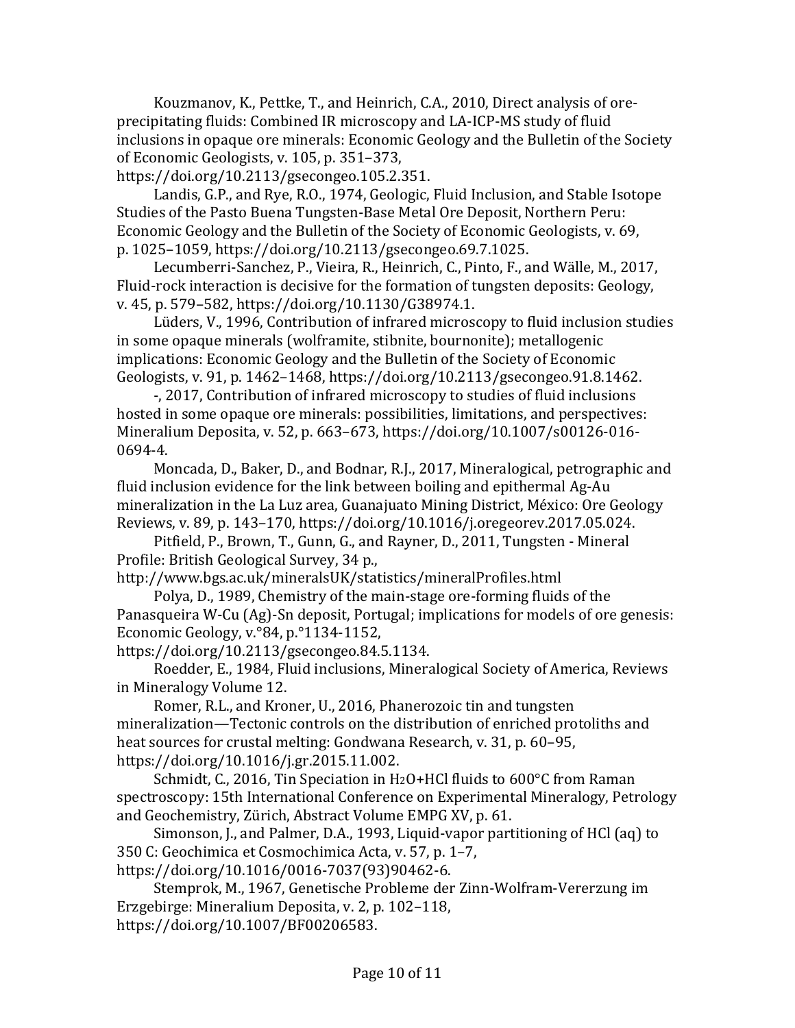Kouzmanov, K., Pettke, T., and Heinrich, C.A., 2010, Direct analysis of ore-precipitating fluids: Combined IR microscopy and LA-ICP-MS study of fluid inclusions in opaque ore minerals: Economic Geology and the Bulletin of the Society of Economic Geologists, v. 105, p. 351–373, https://doi.org/10.2113/gsecongeo.105.2.351.

Landis, G.P., and Rye, R.O., 1974, Geologic, Fluid Inclusion, and Stable Isotope Studies of the Pasto Buena Tungsten-Base Metal Ore Deposit, Northern Peru: Economic Geology and the Bulletin of the Society of Economic Geologists, v. 69, p. 1025–1059, https://doi.org/10.2113/gsecongeo.69.7.1025.

Lecumberri-Sanchez, P., Vieira, R., Heinrich, C., Pinto, F., and Wälle, M., 2017, Fluid-rock interaction is decisive for the formation of tungsten deposits: Geology, v. 45, p. 579–582, https://doi.org/10.1130/G38974.1.

Lüders, V., 1996, Contribution of infrared microscopy to fluid inclusion studies in some opaque minerals (wolframite, stibnite, bournonite); metallogenic implications: Economic Geology and the Bulletin of the Society of Economic Geologists, v. 91, p. 1462–1468, https://doi.org/10.2113/gsecongeo.91.8.1462.

-, 2017, Contribution of infrared microscopy to studies of fluid inclusions hosted in some opaque ore minerals: possibilities, limitations, and perspectives: Mineralium Deposita, v. 52, p. 663–673, https://doi.org/10.1007/s00126-016-0694-4.

Moncada, D., Baker, D., and Bodnar, R.J., 2017, Mineralogical, petrographic and fluid inclusion evidence for the link between boiling and epithermal Ag-Au mineralization in the La Luz area, Guanajuato Mining District, México: Ore Geology Reviews, v. 89, p. 143–170, https://doi.org/10.1016/j.oregeorev.2017.05.024.

Pitfield, P., Brown, T., Gunn, G., and Rayner, D., 2011, Tungsten - Mineral Profile: British Geological Survey, 34 p., http://www.bgs.ac.uk/mineralsUK/statistics/mineralProfiles.html

Polya, D., 1989, Chemistry of the main-stage ore-forming fluids of the Panasqueira W-Cu (Ag)-Sn deposit, Portugal; implications for models of ore genesis: Economic Geology, v.°84, p.°1134-1152, https://doi.org/10.2113/gsecongeo.84.5.1134.

Roedder, E., 1984, Fluid inclusions, Mineralogical Society of America, Reviews in Mineralogy Volume 12.

Romer, R.L., and Kroner, U., 2016, Phanerozoic tin and tungsten mineralization—Tectonic controls on the distribution of enriched protoliths and heat sources for crustal melting: Gondwana Research, v. 31, p. 60–95, https://doi.org/10.1016/j.gr.2015.11.002.

Schmidt, C., 2016, Tin Speciation in $H_2O$+HCl fluids to 600°C from Raman spectroscopy: 15th International Conference on Experimental Mineralogy, Petrology and Geochemistry, Zürich, Abstract Volume EMPG XV, p. 61.

Simonson, J., and Palmer, D.A., 1993, Liquid-vapor partitioning of HCl (aq) to 350 C: Geochimica et Cosmochimica Acta, v. 57, p. 1–7, https://doi.org/10.1016/0016-7037(93)90462-6.

Stemprok, M., 1967, Genetische Probleme der Zinn-Wolfram-Vererzung im Erzgebirge: Mineralium Deposita, v. 2, p. 102–118, https://doi.org/10.1007/BF00206583.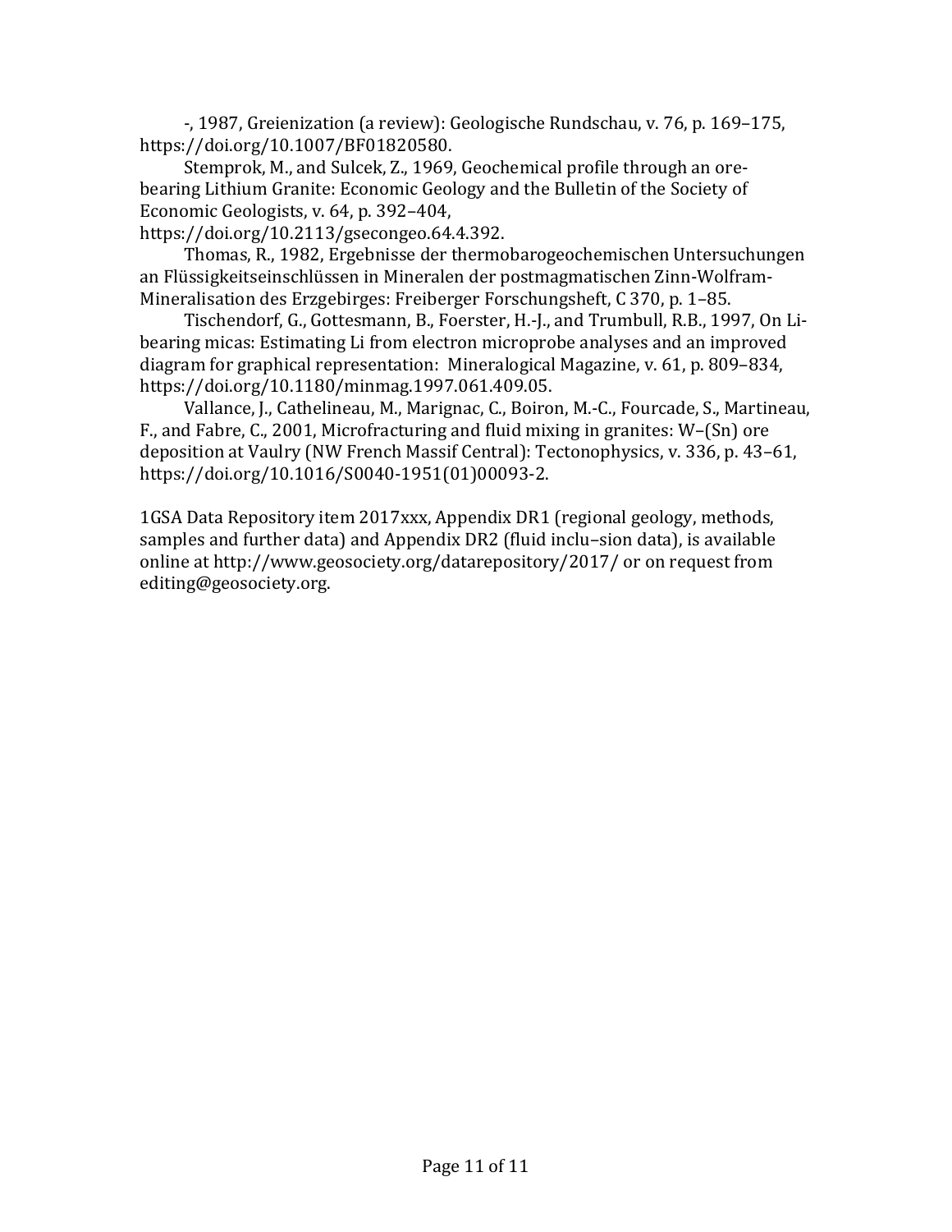-, 1987, Greienization (a review): Geologische Rundschau, v. 76, p. 169–175, https://doi.org/10.1007/BF01820580.

Stemprok, M., and Sulcek, Z., 1969, Geochemical profile through an ore-bearing Lithium Granite: Economic Geology and the Bulletin of the Society of Economic Geologists, v. 64, p. 392–404, https://doi.org/10.2113/gsecongeo.64.4.392.

Thomas, R., 1982, Ergebnisse der thermobarogeochemischen Untersuchungen an Flüssigkeitseinschlüssen in Mineralen der postmagmatischen Zinn-Wolfram-Mineralisation des Erzgebirges: Freiberger Forschungsheft, C 370, p. 1–85.

Tischendorf, G., Gottesmann, B., Foerster, H.-J., and Trumbull, R.B., 1997, On Li-bearing micas: Estimating Li from electron microprobe analyses and an improved diagram for graphical representation: Mineralogical Magazine, v. 61, p. 809–834, https://doi.org/10.1180/minmag.1997.061.409.05.

Vallance, J., Cathelineau, M., Marignac, C., Boiron, M.-C., Fourcade, S., Martineau, F., and Fabre, C., 2001, Microfracturing and fluid mixing in granites: W–(Sn) ore deposition at Vaulry (NW French Massif Central): Tectonophysics, v. 336, p. 43–61, https://doi.org/10.1016/S0040-1951(01)00093-2.

1GSA Data Repository item 2017xxx, Appendix DR1 (regional geology, methods, samples and further data) and Appendix DR2 (fluid inclu–sion data), is available online at http://www.geosociety.org/datarepository/2017/ or on request from editing@geosociety.org.